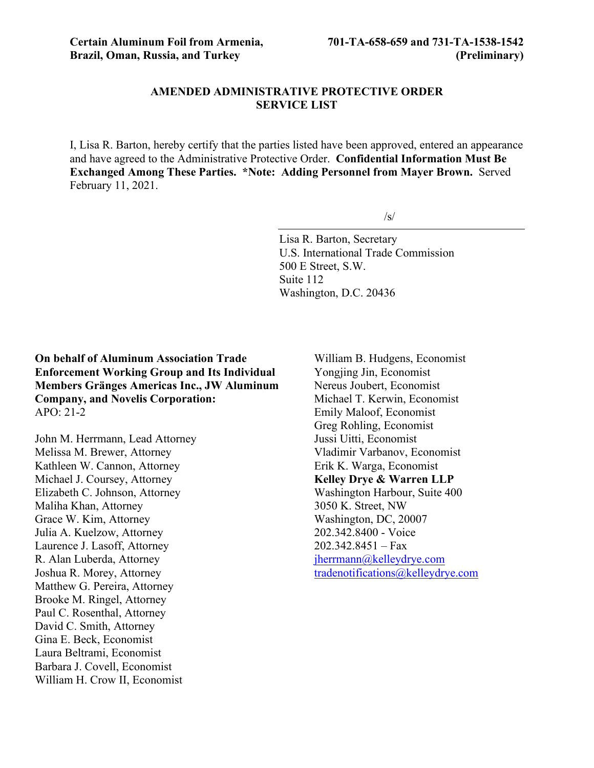**Certain Aluminum Foil from Armenia, Brazil, Oman, Russia, and Turkey**

**701-TA-658-659 and 731-TA-1538-1542 (Preliminary)**

## AMENDED ADMINISTRATIVE PROTECTIVE ORDER SERVICE LIST

I, Lisa R. Barton, hereby certify that the parties listed have been approved, entered an appearance and have agreed to the Administrative Protective Order. **Confidential Information Must Be Exchanged Among These Parties. *Note: Adding Personnel from Mayer Brown.** Served February 11, 2021.

/s/

Lisa R. Barton, Secretary
U.S. International Trade Commission
500 E Street, S.W.
Suite 112
Washington, D.C. 20436

**On behalf of Aluminum Association Trade Enforcement Working Group and Its Individual Members Gränges Americas Inc., JW Aluminum Company, and Novelis Corporation:**
APO: 21-2

John M. Herrmann, Lead Attorney
Melissa M. Brewer, Attorney
Kathleen W. Cannon, Attorney
Michael J. Coursey, Attorney
Elizabeth C. Johnson, Attorney
Maliha Khan, Attorney
Grace W. Kim, Attorney
Julia A. Kuelzow, Attorney
Laurence J. Lasoff, Attorney
R. Alan Luberda, Attorney
Joshua R. Morey, Attorney
Matthew G. Pereira, Attorney
Brooke M. Ringel, Attorney
Paul C. Rosenthal, Attorney
David C. Smith, Attorney
Gina E. Beck, Economist
Laura Beltrami, Economist
Barbara J. Covell, Economist
William H. Crow II, Economist
William B. Hudgens, Economist
Yongjing Jin, Economist
Nereus Joubert, Economist
Michael T. Kerwin, Economist
Emily Maloof, Economist
Greg Rohling, Economist
Jussi Uitti, Economist
Vladimir Varbanov, Economist
Erik K. Warga, Economist
**Kelley Drye & Warren LLP**
Washington Harbour, Suite 400
3050 K. Street, NW
Washington, DC, 20007
202.342.8400 - Voice
202.342.8451 – Fax
jherrmann@kelleydrye.com
tradenotifications@kelleydrye.com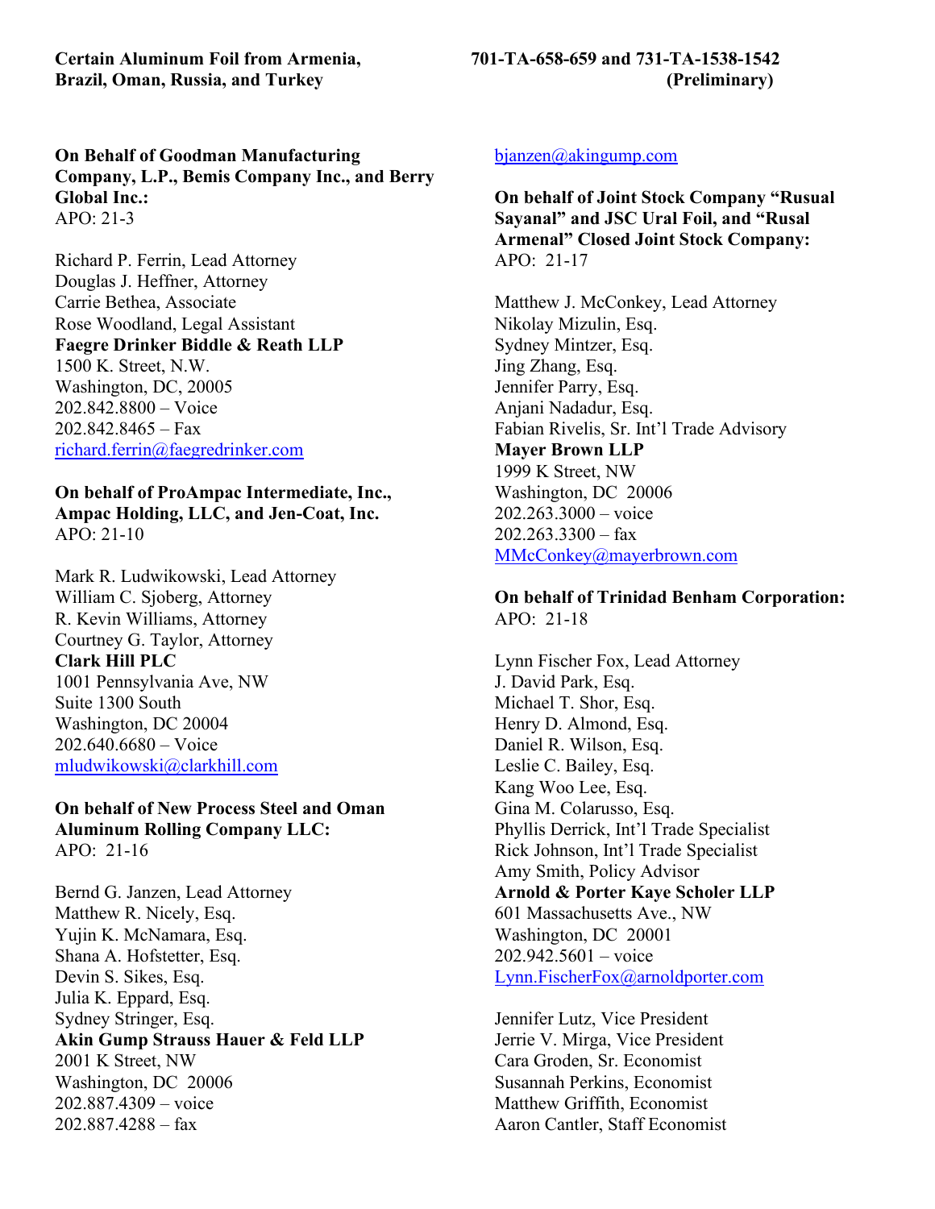**On Behalf of Goodman Manufacturing Company, L.P., Bemis Company Inc., and Berry Global Inc.:**
APO: 21-3

Richard P. Ferrin, Lead Attorney
Douglas J. Heffner, Attorney
Carrie Bethea, Associate
Rose Woodland, Legal Assistant
**Faegre Drinker Biddle & Reath LLP**
1500 K. Street, N.W.
Washington, DC, 20005
202.842.8800 – Voice
202.842.8465 – Fax
richard.ferrin@faegredrinker.com

**On behalf of ProAmpac Intermediate, Inc., Ampac Holding, LLC, and Jen-Coat, Inc.**
APO: 21-10

Mark R. Ludwikowski, Lead Attorney
William C. Sjoberg, Attorney
R. Kevin Williams, Attorney
Courtney G. Taylor, Attorney
**Clark Hill PLC**
1001 Pennsylvania Ave, NW
Suite 1300 South
Washington, DC 20004
202.640.6680 – Voice
mludwikowski@clarkhill.com

**On behalf of New Process Steel and Oman Aluminum Rolling Company LLC:**
APO: 21-16

Bernd G. Janzen, Lead Attorney
Matthew R. Nicely, Esq.
Yujin K. McNamara, Esq.
Shana A. Hofstetter, Esq.
Devin S. Sikes, Esq.
Julia K. Eppard, Esq.
Sydney Stringer, Esq.
**Akin Gump Strauss Hauer & Feld LLP**
2001 K Street, NW
Washington, DC 20006
202.887.4309 – voice
202.887.4288 – fax
bjanzen@akingump.com

**On behalf of Joint Stock Company "Rusual Sayanal" and JSC Ural Foil, and "Rusal Armenal" Closed Joint Stock Company:**
APO: 21-17

Matthew J. McConkey, Lead Attorney
Nikolay Mizulin, Esq.
Sydney Mintzer, Esq.
Jing Zhang, Esq.
Jennifer Parry, Esq.
Anjani Nadadur, Esq.
Fabian Rivelis, Sr. Int'l Trade Advisory
**Mayer Brown LLP**
1999 K Street, NW
Washington, DC 20006
202.263.3000 – voice
202.263.3300 – fax
MMcConkey@mayerbrown.com

**On behalf of Trinidad Benham Corporation:**
APO: 21-18

Lynn Fischer Fox, Lead Attorney
J. David Park, Esq.
Michael T. Shor, Esq.
Henry D. Almond, Esq.
Daniel R. Wilson, Esq.
Leslie C. Bailey, Esq.
Kang Woo Lee, Esq.
Gina M. Colarusso, Esq.
Phyllis Derrick, Int'l Trade Specialist
Rick Johnson, Int'l Trade Specialist
Amy Smith, Policy Advisor
**Arnold & Porter Kaye Scholer LLP**
601 Massachusetts Ave., NW
Washington, DC 20001
202.942.5601 – voice
Lynn.FischerFox@arnoldporter.com

Jennifer Lutz, Vice President
Jerrie V. Mirga, Vice President
Cara Groden, Sr. Economist
Susannah Perkins, Economist
Matthew Griffith, Economist
Aaron Cantler, Staff Economist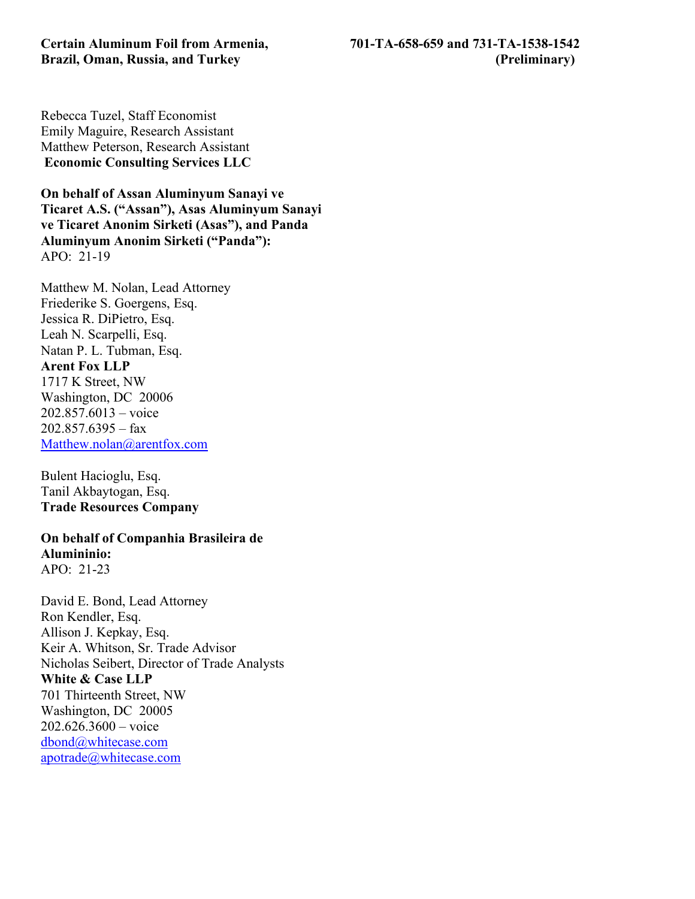**Certain Aluminum Foil from Armenia, Brazil, Oman, Russia, and Turkey**

**701-TA-658-659 and 731-TA-1538-1542 (Preliminary)**

Rebecca Tuzel, Staff Economist
Emily Maguire, Research Assistant
Matthew Peterson, Research Assistant
**Economic Consulting Services LLC**

**On behalf of Assan Aluminyum Sanayi ve Ticaret A.S. ("Assan"), Asas Aluminyum Sanayi ve Ticaret Anonim Sirketi (Asas"), and Panda Aluminyum Anonim Sirketi ("Panda"):**
APO: 21-19

Matthew M. Nolan, Lead Attorney
Friederike S. Goergens, Esq.
Jessica R. DiPietro, Esq.
Leah N. Scarpelli, Esq.
Natan P. L. Tubman, Esq.
**Arent Fox LLP**
1717 K Street, NW
Washington, DC 20006
202.857.6013 – voice
202.857.6395 – fax
Matthew.nolan@arentfox.com

Bulent Hacioglu, Esq.
Tanil Akbaytogan, Esq.
**Trade Resources Company**

**On behalf of Companhia Brasileira de Alumininio:**
APO: 21-23

David E. Bond, Lead Attorney
Ron Kendler, Esq.
Allison J. Kepkay, Esq.
Keir A. Whitson, Sr. Trade Advisor
Nicholas Seibert, Director of Trade Analysts
**White & Case LLP**
701 Thirteenth Street, NW
Washington, DC 20005
202.626.3600 – voice
dbond@whitecase.com
apotrade@whitecase.com